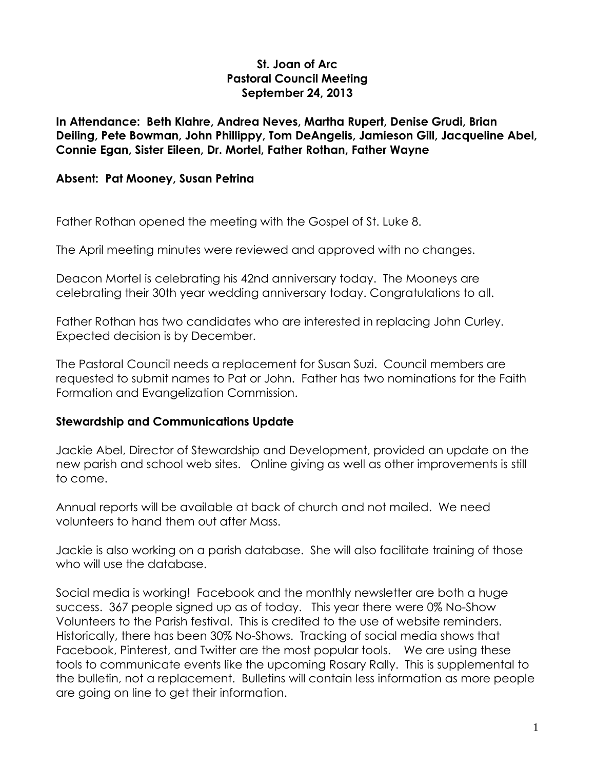**St. Joan of Arc**
**Pastoral Council Meeting**
**September 24, 2013**

**In Attendance: Beth Klahre, Andrea Neves, Martha Rupert, Denise Grudi, Brian Deiling, Pete Bowman, John Phillippy, Tom DeAngelis, Jamieson Gill, Jacqueline Abel, Connie Egan, Sister Eileen, Dr. Mortel, Father Rothan, Father Wayne**

**Absent: Pat Mooney, Susan Petrina**

Father Rothan opened the meeting with the Gospel of St. Luke 8.

The April meeting minutes were reviewed and approved with no changes.

Deacon Mortel is celebrating his 42nd anniversary today. The Mooneys are celebrating their 30th year wedding anniversary today. Congratulations to all.

Father Rothan has two candidates who are interested in replacing John Curley. Expected decision is by December.

The Pastoral Council needs a replacement for Susan Suzi. Council members are requested to submit names to Pat or John. Father has two nominations for the Faith Formation and Evangelization Commission.

## Stewardship and Communications Update

Jackie Abel, Director of Stewardship and Development, provided an update on the new parish and school web sites. Online giving as well as other improvements is still to come.

Annual reports will be available at back of church and not mailed. We need volunteers to hand them out after Mass.

Jackie is also working on a parish database. She will also facilitate training of those who will use the database.

Social media is working! Facebook and the monthly newsletter are both a huge success. 367 people signed up as of today. This year there were 0% No-Show Volunteers to the Parish festival. This is credited to the use of website reminders. Historically, there has been 30% No-Shows. Tracking of social media shows that Facebook, Pinterest, and Twitter are the most popular tools. We are using these tools to communicate events like the upcoming Rosary Rally. This is supplemental to the bulletin, not a replacement. Bulletins will contain less information as more people are going on line to get their information.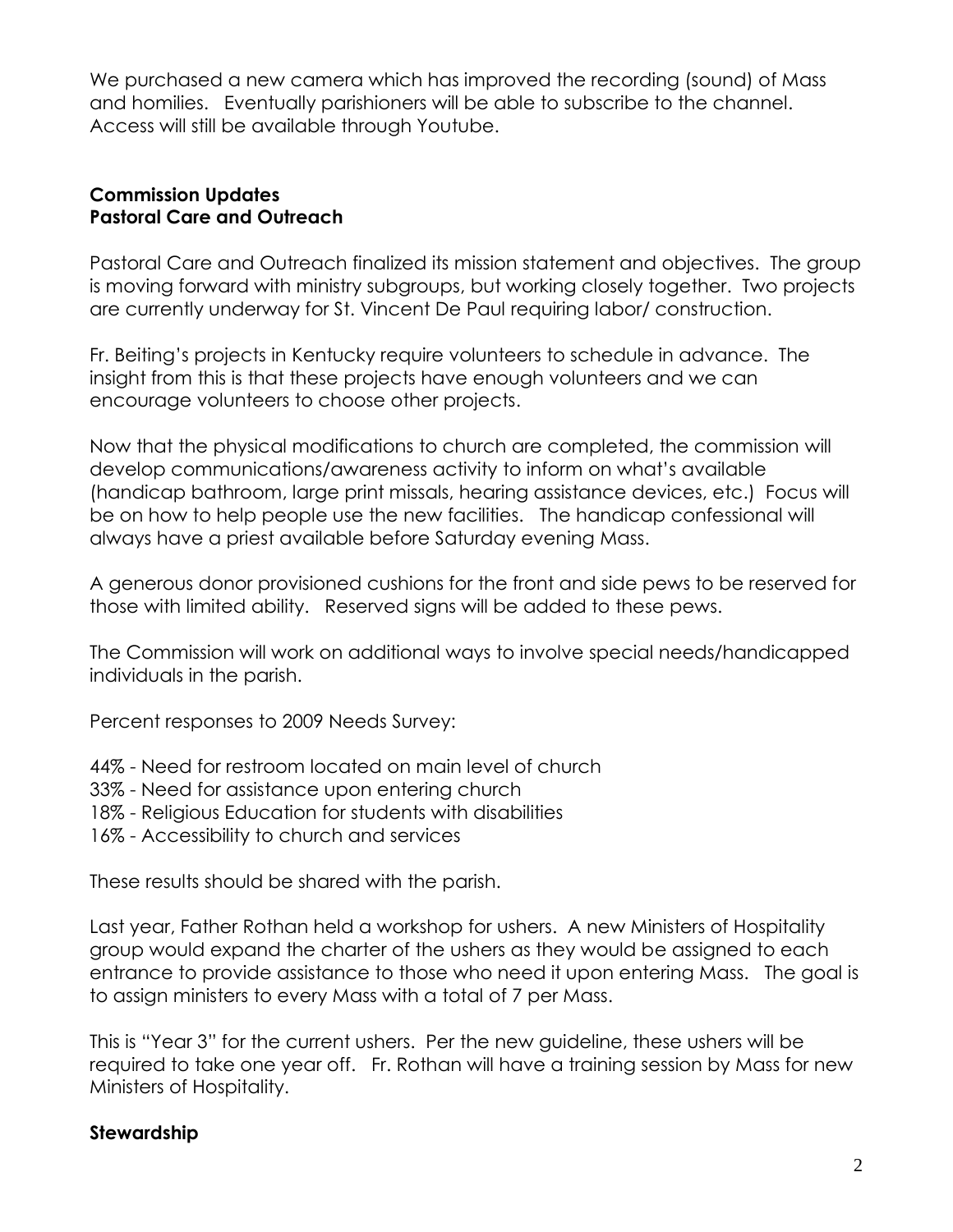We purchased a new camera which has improved the recording (sound) of Mass and homilies. Eventually parishioners will be able to subscribe to the channel. Access will still be available through Youtube.

**Commission Updates**
**Pastoral Care and Outreach**

Pastoral Care and Outreach finalized its mission statement and objectives. The group is moving forward with ministry subgroups, but working closely together. Two projects are currently underway for St. Vincent De Paul requiring labor/ construction.

Fr. Beiting's projects in Kentucky require volunteers to schedule in advance. The insight from this is that these projects have enough volunteers and we can encourage volunteers to choose other projects.

Now that the physical modifications to church are completed, the commission will develop communications/awareness activity to inform on what's available (handicap bathroom, large print missals, hearing assistance devices, etc.) Focus will be on how to help people use the new facilities. The handicap confessional will always have a priest available before Saturday evening Mass.

A generous donor provisioned cushions for the front and side pews to be reserved for those with limited ability. Reserved signs will be added to these pews.

The Commission will work on additional ways to involve special needs/handicapped individuals in the parish.

Percent responses to 2009 Needs Survey:

44% - Need for restroom located on main level of church
33% - Need for assistance upon entering church
18% - Religious Education for students with disabilities
16% - Accessibility to church and services

These results should be shared with the parish.

Last year, Father Rothan held a workshop for ushers. A new Ministers of Hospitality group would expand the charter of the ushers as they would be assigned to each entrance to provide assistance to those who need it upon entering Mass. The goal is to assign ministers to every Mass with a total of 7 per Mass.

This is "Year 3" for the current ushers. Per the new guideline, these ushers will be required to take one year off. Fr. Rothan will have a training session by Mass for new Ministers of Hospitality.

**Stewardship**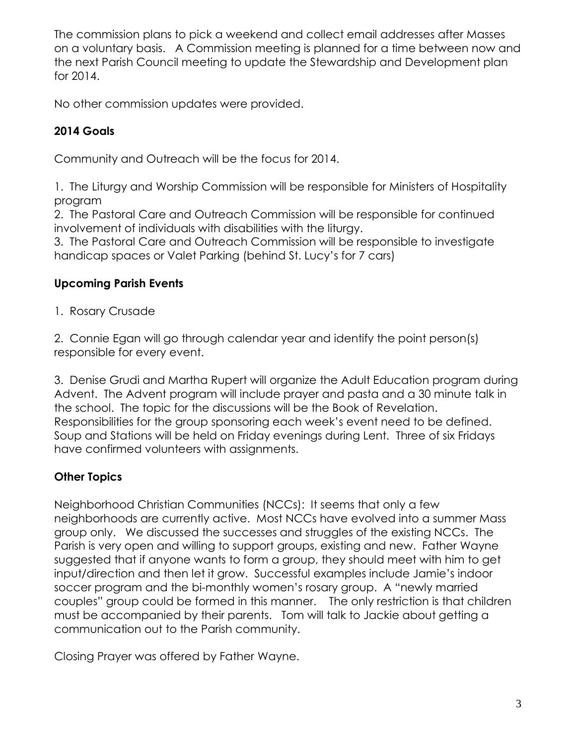The commission plans to pick a weekend and collect email addresses after Masses on a voluntary basis. A Commission meeting is planned for a time between now and the next Parish Council meeting to update the Stewardship and Development plan for 2014.

No other commission updates were provided.

## 2014 Goals

Community and Outreach will be the focus for 2014.

1. The Liturgy and Worship Commission will be responsible for Ministers of Hospitality program
2. The Pastoral Care and Outreach Commission will be responsible for continued involvement of individuals with disabilities with the liturgy.
3. The Pastoral Care and Outreach Commission will be responsible to investigate handicap spaces or Valet Parking (behind St. Lucy's for 7 cars)

## Upcoming Parish Events

1. Rosary Crusade

2. Connie Egan will go through calendar year and identify the point person(s) responsible for every event.

3. Denise Grudi and Martha Rupert will organize the Adult Education program during Advent. The Advent program will include prayer and pasta and a 30 minute talk in the school. The topic for the discussions will be the Book of Revelation. Responsibilities for the group sponsoring each week's event need to be defined. Soup and Stations will be held on Friday evenings during Lent. Three of six Fridays have confirmed volunteers with assignments.

## Other Topics

Neighborhood Christian Communities (NCCs): It seems that only a few neighborhoods are currently active. Most NCCs have evolved into a summer Mass group only. We discussed the successes and struggles of the existing NCCs. The Parish is very open and willing to support groups, existing and new. Father Wayne suggested that if anyone wants to form a group, they should meet with him to get input/direction and then let it grow. Successful examples include Jamie's indoor soccer program and the bi-monthly women's rosary group. A "newly married couples" group could be formed in this manner. The only restriction is that children must be accompanied by their parents. Tom will talk to Jackie about getting a communication out to the Parish community.

Closing Prayer was offered by Father Wayne.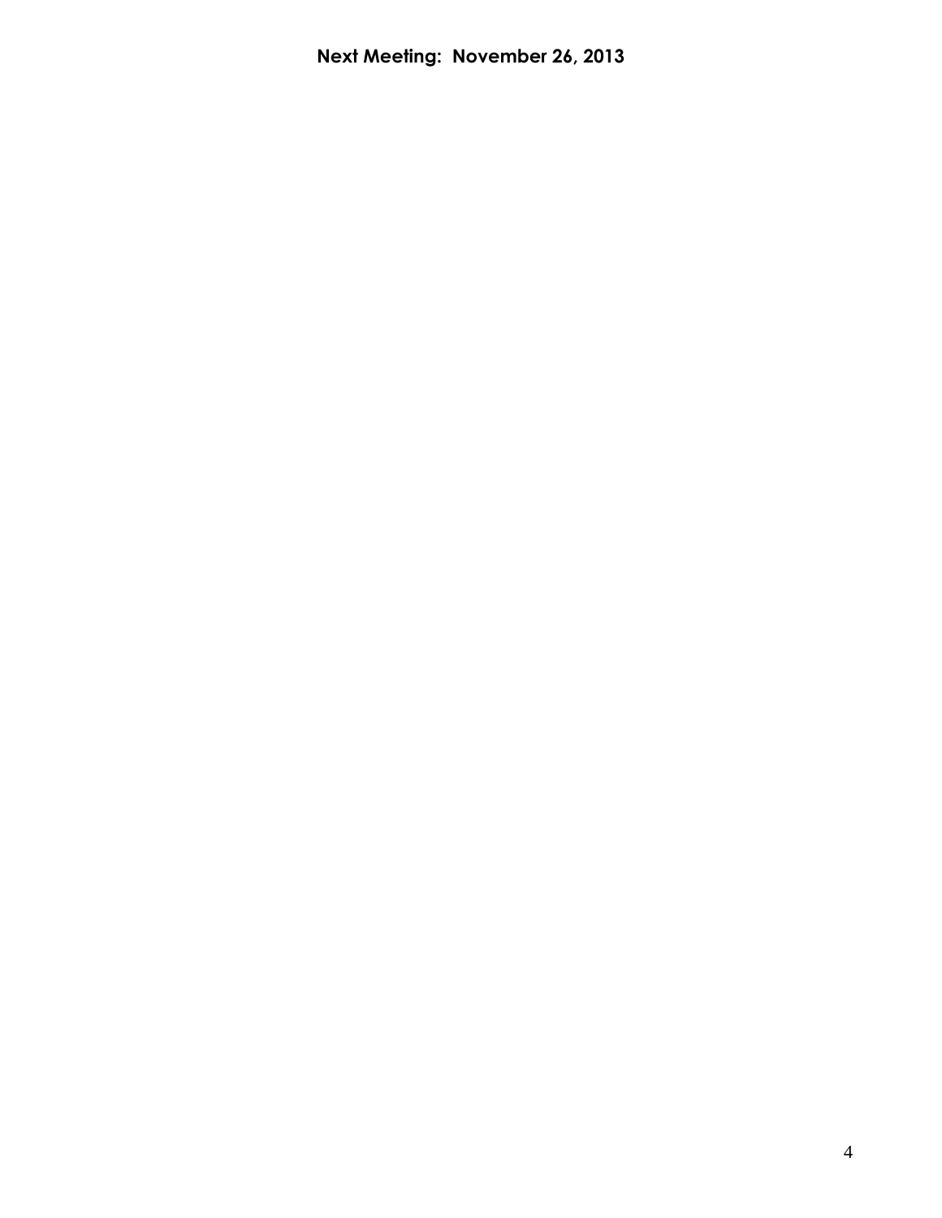**Next Meeting: November 26, 2013**